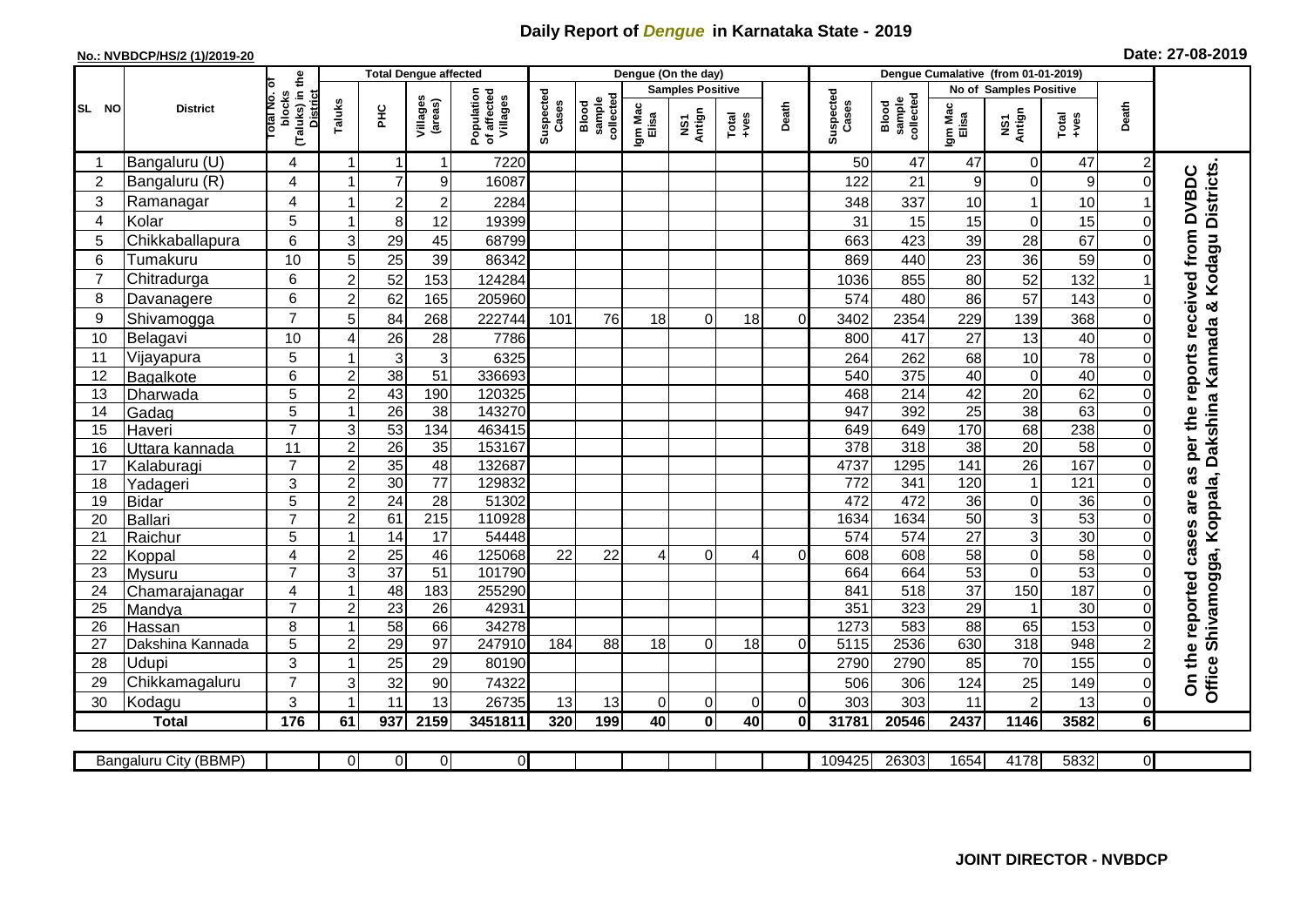# Daily Report of *Dengue* in Karnataka State - 2019

**No.: NVBDCP/HS/2 (1)/2019-20** **Date: 27-08-2019**

| SL NO | District | Total No. of blocks (Taluks) in the District | Total Dengue affected | | | | Dengue (On the day) | | | | | | | Dengue Cumalative (from 01-01-2019) | | | | | | | |
|---|---|---|---|---|---|---|---|---|---|---|---|---|---|---|---|---|---|---|---|---|
| | | | Taluks | PHC | Villages (areas) | Population of affected Villages | Suspected Cases | Blood sample collected | Samples Positive | | | Death | Suspected Cases | Blood sample collected | No of Samples Positive | | | Death | |
| | | | | | | | | | Igm Mac Elisa | NS1 Antign | Total +ves | | | | Igm Mac Elisa | NS1 Antign | Total +ves | | |
| 1 | Bangaluru (U) | 4 | 1 | 1 | 1 | 7220 | | | | | | | 50 | 47 | 47 | 0 | 47 | 2 | On the reported cases are as per the reports received from DVBDC Office Shivamogga, Koppala, Dakshina Kannada & Kodagu Districts. |
| 2 | Bangaluru (R) | 4 | 1 | 7 | 9 | 16087 | | | | | | | 122 | 21 | 9 | 0 | 9 | 0 | |
| 3 | Ramanagar | 4 | 1 | 2 | 2 | 2284 | | | | | | | 348 | 337 | 10 | 1 | 10 | 1 | |
| 4 | Kolar | 5 | 1 | 8 | 12 | 19399 | | | | | | | 31 | 15 | 15 | 0 | 15 | 0 | |
| 5 | Chikkaballapura | 6 | 3 | 29 | 45 | 68799 | | | | | | | 663 | 423 | 39 | 28 | 67 | 0 | |
| 6 | Tumakuru | 10 | 5 | 25 | 39 | 86342 | | | | | | | 869 | 440 | 23 | 36 | 59 | 0 | |
| 7 | Chitradurga | 6 | 2 | 52 | 153 | 124284 | | | | | | | 1036 | 855 | 80 | 52 | 132 | 1 | |
| 8 | Davanagere | 6 | 2 | 62 | 165 | 205960 | | | | | | | 574 | 480 | 86 | 57 | 143 | 0 | |
| 9 | Shivamogga | 7 | 5 | 84 | 268 | 222744 | 101 | 76 | 18 | 0 | 18 | 0 | 3402 | 2354 | 229 | 139 | 368 | 0 | |
| 10 | Belagavi | 10 | 4 | 26 | 28 | 7786 | | | | | | | 800 | 417 | 27 | 13 | 40 | 0 | |
| 11 | Vijayapura | 5 | 1 | 3 | 3 | 6325 | | | | | | | 264 | 262 | 68 | 10 | 78 | 0 | |
| 12 | Bagalkote | 6 | 2 | 38 | 51 | 336693 | | | | | | | 540 | 375 | 40 | 0 | 40 | 0 | |
| 13 | Dharwada | 5 | 2 | 43 | 190 | 120325 | | | | | | | 468 | 214 | 42 | 20 | 62 | 0 | |
| 14 | Gadag | 5 | 1 | 26 | 38 | 143270 | | | | | | | 947 | 392 | 25 | 38 | 63 | 0 | |
| 15 | Haveri | 7 | 3 | 53 | 134 | 463415 | | | | | | | 649 | 649 | 170 | 68 | 238 | 0 | |
| 16 | Uttara kannada | 11 | 2 | 26 | 35 | 153167 | | | | | | | 378 | 318 | 38 | 20 | 58 | 0 | |
| 17 | Kalaburagi | 7 | 2 | 35 | 48 | 132687 | | | | | | | 4737 | 1295 | 141 | 26 | 167 | 0 | |
| 18 | Yadageri | 3 | 2 | 30 | 77 | 129832 | | | | | | | 772 | 341 | 120 | 1 | 121 | 0 | |
| 19 | Bidar | 5 | 2 | 24 | 28 | 51302 | | | | | | | 472 | 472 | 36 | 0 | 36 | 0 | |
| 20 | Ballari | 7 | 2 | 61 | 215 | 110928 | | | | | | | 1634 | 1634 | 50 | 3 | 53 | 0 | |
| 21 | Raichur | 5 | 1 | 14 | 17 | 54448 | | | | | | | 574 | 574 | 27 | 3 | 30 | 0 | |
| 22 | Koppal | 4 | 2 | 25 | 46 | 125068 | 22 | 22 | 4 | 0 | 4 | 0 | 608 | 608 | 58 | 0 | 58 | 0 | |
| 23 | Mysuru | 7 | 3 | 37 | 51 | 101790 | | | | | | | 664 | 664 | 53 | 0 | 53 | 0 | |
| 24 | Chamarajanagar | 4 | 1 | 48 | 183 | 255290 | | | | | | | 841 | 518 | 37 | 150 | 187 | 0 | |
| 25 | Mandya | 7 | 2 | 23 | 26 | 42931 | | | | | | | 351 | 323 | 29 | 1 | 30 | 0 | |
| 26 | Hassan | 8 | 1 | 58 | 66 | 34278 | | | | | | | 1273 | 583 | 88 | 65 | 153 | 0 | |
| 27 | Dakshina Kannada | 5 | 2 | 29 | 97 | 247910 | 184 | 88 | 18 | 0 | 18 | 0 | 5115 | 2536 | 630 | 318 | 948 | 2 | |
| 28 | Udupi | 3 | 1 | 25 | 29 | 80190 | | | | | | | 2790 | 2790 | 85 | 70 | 155 | 0 | |
| 29 | Chikkamagaluru | 7 | 3 | 32 | 90 | 74322 | | | | | | | 506 | 306 | 124 | 25 | 149 | 0 | |
| 30 | Kodagu | 3 | 1 | 11 | 13 | 26735 | 13 | 13 | 0 | 0 | 0 | 0 | 303 | 303 | 11 | 2 | 13 | 0 | |
| | **Total** | **176** | **61** | **937** | **2159** | **3451811** | **320** | **199** | **40** | **0** | **40** | **0** | **31781** | **20546** | **2437** | **1146** | **3582** | **6** | |

| Bangaluru City (BBMP) | | 0 | 0 | 0 | 0 | | | | | | | 109425 | 26303 | 1654 | 4178 | 5832 | 0 | |
|---|---|---|---|---|---|---|---|---|---|---|---|---|---|---|---|---|---|---|

**JOINT DIRECTOR - NVBDCP**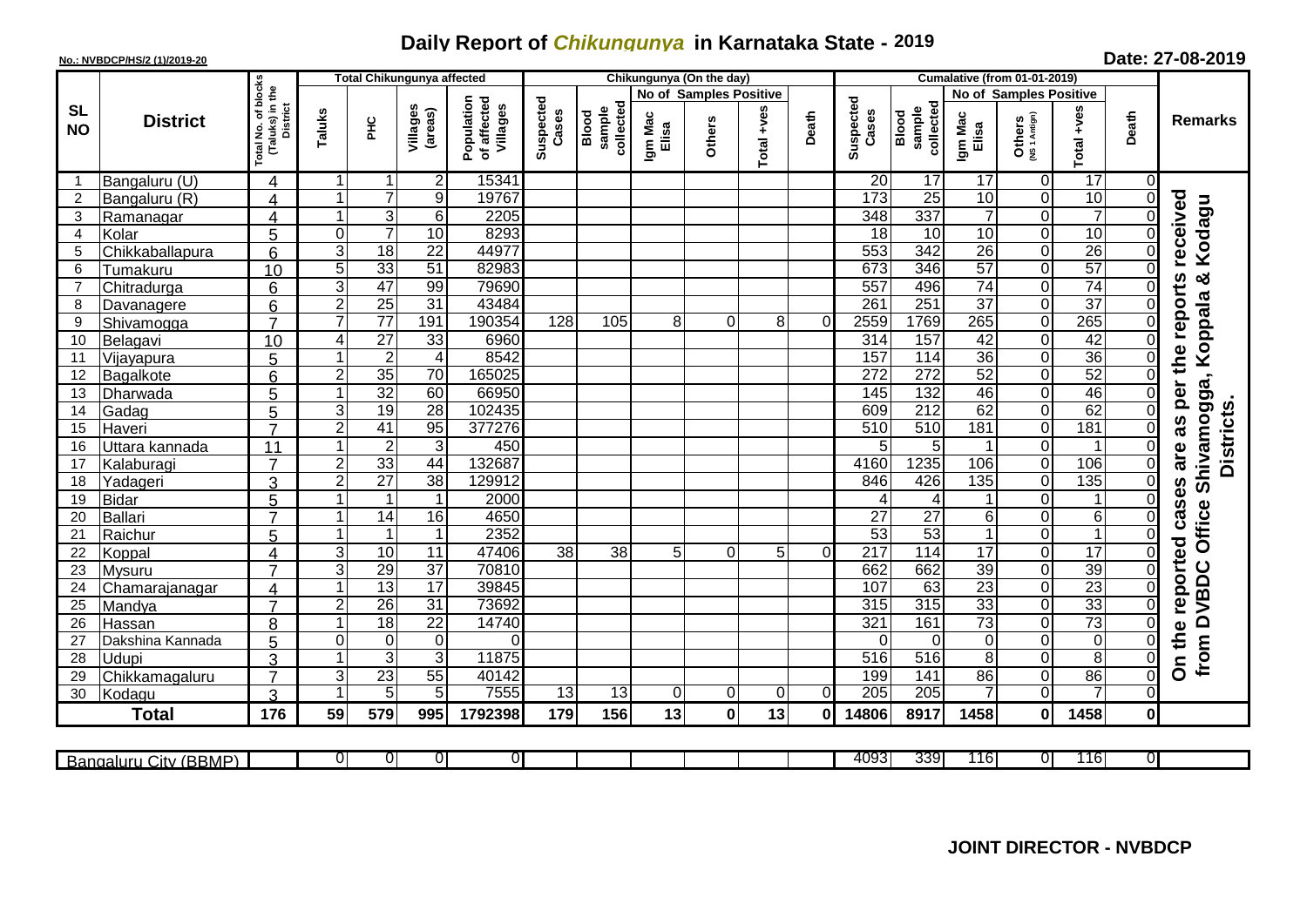# Daily Report of *Chikungunya* in Karnataka State - 2019

**No.: NVBDCP/HS/2 (1)/2019-20**

**Date: 27-08-2019**

| SL NO | District | Total No. of blocks (Taluks) in the District | Total Chikungunya affected | | | | Chikungunya (On the day) | | | | | | | Cumalative (from 01-01-2019) | | | | | | | Remarks |
|---|---|---|---|---|---|---|---|---|---|---|---|---|---|---|---|---|---|---|---|---|---|
| | | | Taluks | PHC | Villages (areas) | Population of affected Villages | Suspected Cases | Blood sample collected | No of Samples Positive | | | Death | Suspected Cases | Blood sample collected | No of Samples Positive | | | Death | |
| | | | | | | | | | Igm Mac Elisa | Others | Total +ves | | | | Igm Mac Elisa | Others (NS 1 Antign) | Total +ves | | |
| 1 | Bangaluru (U) | 4 | 1 | 1 | 2 | 15341 | | | | | | | 20 | 17 | 17 | 0 | 17 | 0 | On the reported cases are as per the reports received from DVBDC Office Shivamogga, Koppala & Kodagu Districts. |
| 2 | Bangaluru (R) | 4 | 1 | 7 | 9 | 19767 | | | | | | | 173 | 25 | 10 | 0 | 10 | 0 | |
| 3 | Ramanagar | 4 | 1 | 3 | 6 | 2205 | | | | | | | 348 | 337 | 7 | 0 | 7 | 0 | |
| 4 | Kolar | 5 | 0 | 7 | 10 | 8293 | | | | | | | 18 | 10 | 10 | 0 | 10 | 0 | |
| 5 | Chikkaballapura | 6 | 3 | 18 | 22 | 44977 | | | | | | | 553 | 342 | 26 | 0 | 26 | 0 | |
| 6 | Tumakuru | 10 | 5 | 33 | 51 | 82983 | | | | | | | 673 | 346 | 57 | 0 | 57 | 0 | |
| 7 | Chitradurga | 6 | 3 | 47 | 99 | 79690 | | | | | | | 557 | 496 | 74 | 0 | 74 | 0 | |
| 8 | Davanagere | 6 | 2 | 25 | 31 | 43484 | | | | | | | 261 | 251 | 37 | 0 | 37 | 0 | |
| 9 | Shivamogga | 7 | 7 | 77 | 191 | 190354 | 128 | 105 | 8 | 0 | 8 | 0 | 2559 | 1769 | 265 | 0 | 265 | 0 | |
| 10 | Belagavi | 10 | 4 | 27 | 33 | 6960 | | | | | | | 314 | 157 | 42 | 0 | 42 | 0 | |
| 11 | Vijayapura | 5 | 1 | 2 | 4 | 8542 | | | | | | | 157 | 114 | 36 | 0 | 36 | 0 | |
| 12 | Bagalkote | 6 | 2 | 35 | 70 | 165025 | | | | | | | 272 | 272 | 52 | 0 | 52 | 0 | |
| 13 | Dharwada | 5 | 1 | 32 | 60 | 66950 | | | | | | | 145 | 132 | 46 | 0 | 46 | 0 | |
| 14 | Gadag | 5 | 3 | 19 | 28 | 102435 | | | | | | | 609 | 212 | 62 | 0 | 62 | 0 | |
| 15 | Haveri | 7 | 2 | 41 | 95 | 377276 | | | | | | | 510 | 510 | 181 | 0 | 181 | 0 | |
| 16 | Uttara kannada | 11 | 1 | 2 | 3 | 450 | | | | | | | 5 | 5 | 1 | 0 | 1 | 0 | |
| 17 | Kalaburagi | 7 | 2 | 33 | 44 | 132687 | | | | | | | 4160 | 1235 | 106 | 0 | 106 | 0 | |
| 18 | Yadageri | 3 | 2 | 27 | 38 | 129912 | | | | | | | 846 | 426 | 135 | 0 | 135 | 0 | |
| 19 | Bidar | 5 | 1 | 1 | 1 | 2000 | | | | | | | 4 | 4 | 1 | 0 | 1 | 0 | |
| 20 | Ballari | 7 | 1 | 14 | 16 | 4650 | | | | | | | 27 | 27 | 6 | 0 | 6 | 0 | |
| 21 | Raichur | 5 | 1 | 1 | 1 | 2352 | | | | | | | 53 | 53 | 1 | 0 | 1 | 0 | |
| 22 | Koppal | 4 | 3 | 10 | 11 | 47406 | 38 | 38 | 5 | 0 | 5 | 0 | 217 | 114 | 17 | 0 | 17 | 0 | |
| 23 | Mysuru | 7 | 3 | 29 | 37 | 70810 | | | | | | | 662 | 662 | 39 | 0 | 39 | 0 | |
| 24 | Chamarajanagar | 4 | 1 | 13 | 17 | 39845 | | | | | | | 107 | 63 | 23 | 0 | 23 | 0 | |
| 25 | Mandya | 7 | 2 | 26 | 31 | 73692 | | | | | | | 315 | 315 | 33 | 0 | 33 | 0 | |
| 26 | Hassan | 8 | 1 | 18 | 22 | 14740 | | | | | | | 321 | 161 | 73 | 0 | 73 | 0 | |
| 27 | Dakshina Kannada | 5 | 0 | 0 | 0 | 0 | | | | | | | 0 | 0 | 0 | 0 | 0 | 0 | |
| 28 | Udupi | 3 | 1 | 3 | 3 | 11875 | | | | | | | 516 | 516 | 8 | 0 | 8 | 0 | |
| 29 | Chikkamagaluru | 7 | 3 | 23 | 55 | 40142 | | | | | | | 199 | 141 | 86 | 0 | 86 | 0 | |
| 30 | Kodagu | 3 | 1 | 5 | 5 | 7555 | 13 | 13 | 0 | 0 | 0 | 0 | 205 | 205 | 7 | 0 | 7 | 0 | |
| **Total** | | **176** | **59** | **579** | **995** | **1792398** | **179** | **156** | **13** | **0** | **13** | **0** | **14806** | **8917** | **1458** | **0** | **1458** | **0** | |

| | | | | | | | | | | | | | | | | | |
|---|---|---|---|---|---|---|---|---|---|---|---|---|---|---|---|---|---|
| Bangaluru City (BBMP) | | 0 | 0 | 0 | 0 | | | | | | | 4093 | 339 | 116 | 0 | 116 | 0 |

**JOINT DIRECTOR - NVBDCP**